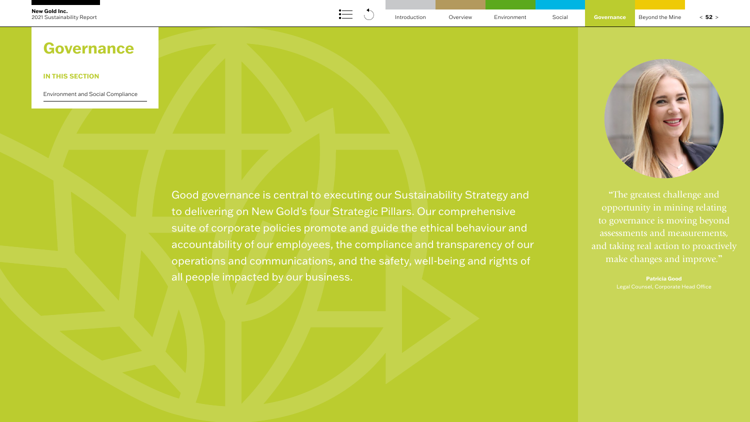# Governance

**IN THIS SECTION**

Environment and Social Compliance

Good governance is central to executing our Sustainability Strategy and to delivering on New Gold's four Strategic Pillars. Our comprehensive suite of corporate policies promote and guide the ethical behaviour and accountability of our employees, the compliance and transparency of our operations and communications, and the safety, well-being and rights of all people impacted by our business.

"The greatest challenge and opportunity in mining relating to governance is moving beyond assessments and measurements, and taking real action to proactively make changes and improve."

**Patricia Good**
Legal Counsel, Corporate Head Office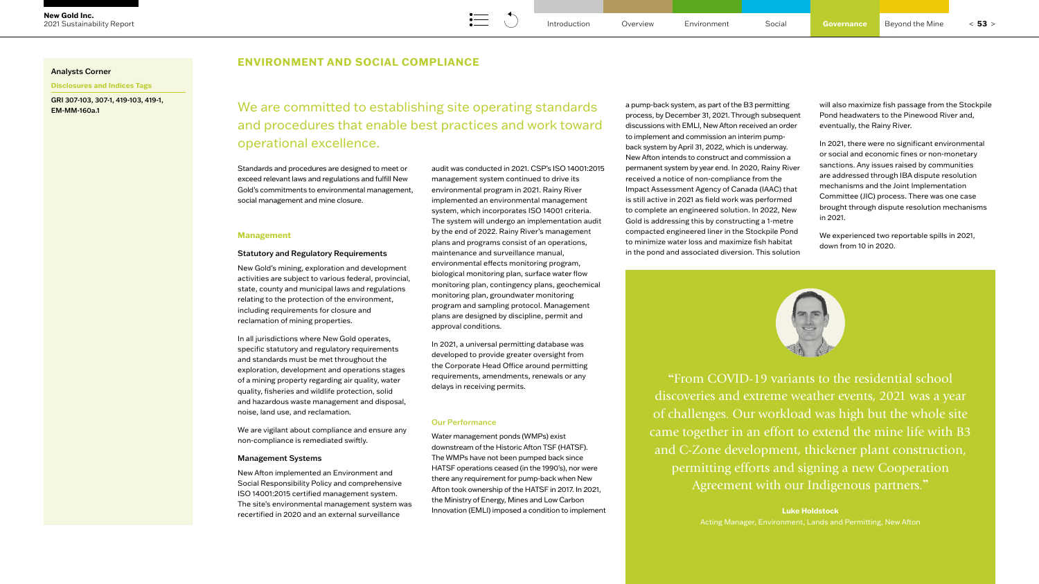Analysts Corner

**Disclosures and Indices Tags**

GRI 307-103, 307-1, 419-103, 419-1, EM-MM-160a.1

## ENVIRONMENT AND SOCIAL COMPLIANCE

We are committed to establishing site operating standards and procedures that enable best practices and work toward operational excellence.

Standards and procedures are designed to meet or exceed relevant laws and regulations and fulfill New Gold's commitments to environmental management, social management and mine closure.

### Management

#### Statutory and Regulatory Requirements

New Gold's mining, exploration and development activities are subject to various federal, provincial, state, county and municipal laws and regulations relating to the protection of the environment, including requirements for closure and reclamation of mining properties.

In all jurisdictions where New Gold operates, specific statutory and regulatory requirements and standards must be met throughout the exploration, development and operations stages of a mining property regarding air quality, water quality, fisheries and wildlife protection, solid and hazardous waste management and disposal, noise, land use, and reclamation.

We are vigilant about compliance and ensure any non-compliance is remediated swiftly.

#### Management Systems

New Afton implemented an Environment and Social Responsibility Policy and comprehensive ISO 14001:2015 certified management system. The site's environmental management system was recertified in 2020 and an external surveillance audit was conducted in 2021. CSP's ISO 14001:2015 management system continued to drive its environmental program in 2021. Rainy River implemented an environmental management system, which incorporates ISO 14001 criteria. The system will undergo an implementation audit by the end of 2022. Rainy River's management plans and programs consist of an operations, maintenance and surveillance manual, environmental effects monitoring program, biological monitoring plan, surface water flow monitoring plan, contingency plans, geochemical monitoring plan, groundwater monitoring program and sampling protocol. Management plans are designed by discipline, permit and approval conditions.

In 2021, a universal permitting database was developed to provide greater oversight from the Corporate Head Office around permitting requirements, amendments, renewals or any delays in receiving permits.

### Our Performance

Water management ponds (WMPs) exist downstream of the Historic Afton TSF (HATSF). The WMPs have not been pumped back since HATSF operations ceased (in the 1990's), nor were there any requirement for pump-back when New Afton took ownership of the HATSF in 2017. In 2021, the Ministry of Energy, Mines and Low Carbon Innovation (EMLI) imposed a condition to implement a pump-back system, as part of the B3 permitting process, by December 31, 2021. Through subsequent discussions with EMLI, New Afton received an order to implement and commission an interim pump-back system by April 31, 2022, which is underway. New Afton intends to construct and commission a permanent system by year end. In 2020, Rainy River received a notice of non-compliance from the Impact Assessment Agency of Canada (IAAC) that is still active in 2021 as field work was performed to complete an engineered solution. In 2022, New Gold is addressing this by constructing a 1-metre compacted engineered liner in the Stockpile Pond to minimize water loss and maximize fish habitat in the pond and associated diversion. This solution will also maximize fish passage from the Stockpile Pond headwaters to the Pinewood River and, eventually, the Rainy River.

In 2021, there were no significant environmental or social and economic fines or non-monetary sanctions. Any issues raised by communities are addressed through IBA dispute resolution mechanisms and the Joint Implementation Committee (JIC) process. There was one case brought through dispute resolution mechanisms in 2021.

We experienced two reportable spills in 2021, down from 10 in 2020.

"From COVID-19 variants to the residential school discoveries and extreme weather events, 2021 was a year of challenges. Our workload was high but the whole site came together in an effort to extend the mine life with B3 and C-Zone development, thickener plant construction, permitting efforts and signing a new Cooperation Agreement with our Indigenous partners."

**Luke Holdstock**
Acting Manager, Environment, Lands and Permitting, New Afton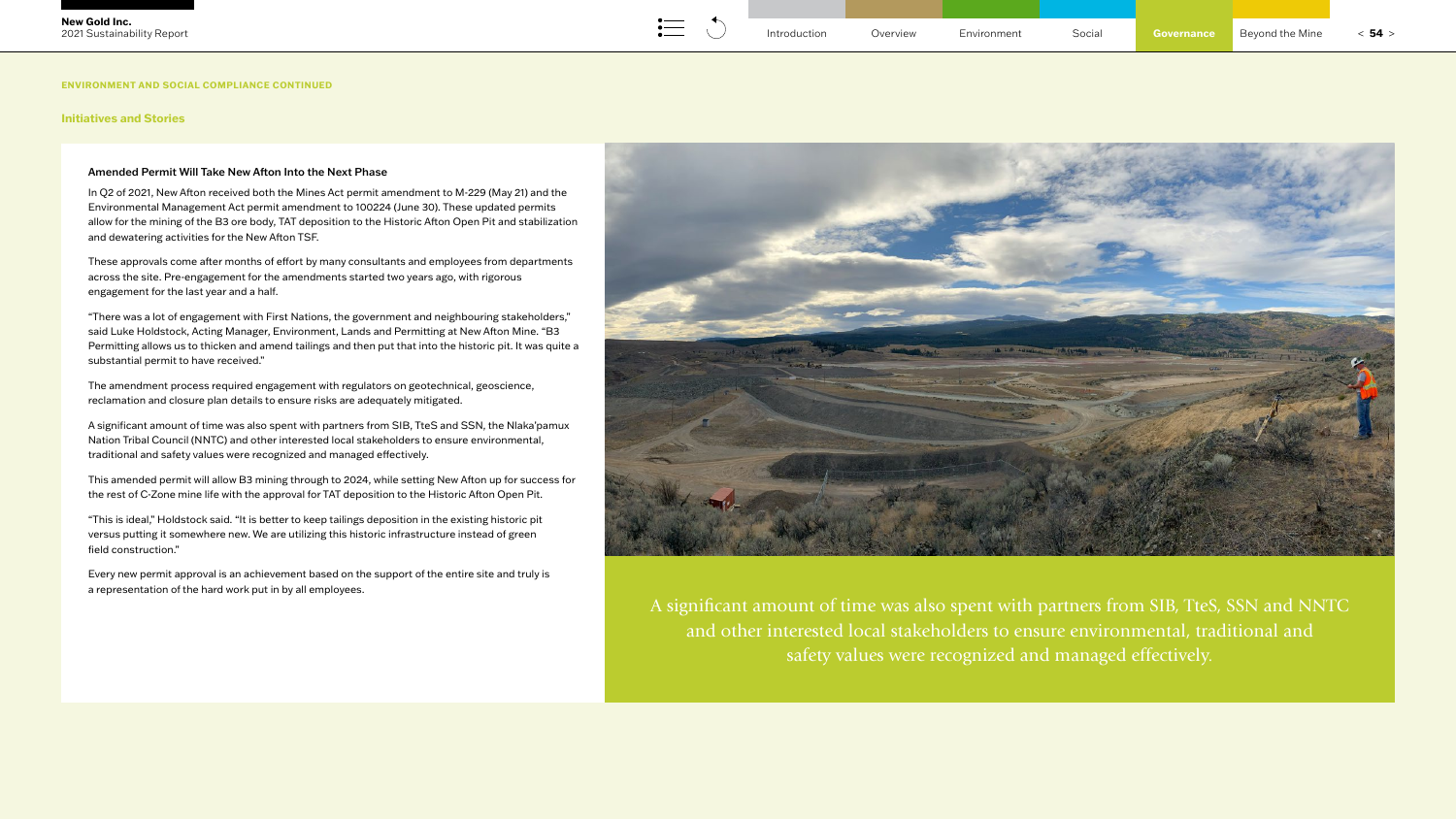ENVIRONMENT AND SOCIAL COMPLIANCE CONTINUED

## Initiatives and Stories

### Amended Permit Will Take New Afton Into the Next Phase

In Q2 of 2021, New Afton received both the Mines Act permit amendment to M-229 (May 21) and the Environmental Management Act permit amendment to 100224 (June 30). These updated permits allow for the mining of the B3 ore body, TAT deposition to the Historic Afton Open Pit and stabilization and dewatering activities for the New Afton TSF.

These approvals come after months of effort by many consultants and employees from departments across the site. Pre-engagement for the amendments started two years ago, with rigorous engagement for the last year and a half.

"There was a lot of engagement with First Nations, the government and neighbouring stakeholders," said Luke Holdstock, Acting Manager, Environment, Lands and Permitting at New Afton Mine. "B3 Permitting allows us to thicken and amend tailings and then put that into the historic pit. It was quite a substantial permit to have received."

The amendment process required engagement with regulators on geotechnical, geoscience, reclamation and closure plan details to ensure risks are adequately mitigated.

A significant amount of time was also spent with partners from SIB, TteS and SSN, the Nlaka'pamux Nation Tribal Council (NNTC) and other interested local stakeholders to ensure environmental, traditional and safety values were recognized and managed effectively.

This amended permit will allow B3 mining through to 2024, while setting New Afton up for success for the rest of C-Zone mine life with the approval for TAT deposition to the Historic Afton Open Pit.

"This is ideal," Holdstock said. "It is better to keep tailings deposition in the existing historic pit versus putting it somewhere new. We are utilizing this historic infrastructure instead of green field construction."

Every new permit approval is an achievement based on the support of the entire site and truly is a representation of the hard work put in by all employees.

> A significant amount of time was also spent with partners from SIB, TteS, SSN and NNTC and other interested local stakeholders to ensure environmental, traditional and safety values were recognized and managed effectively.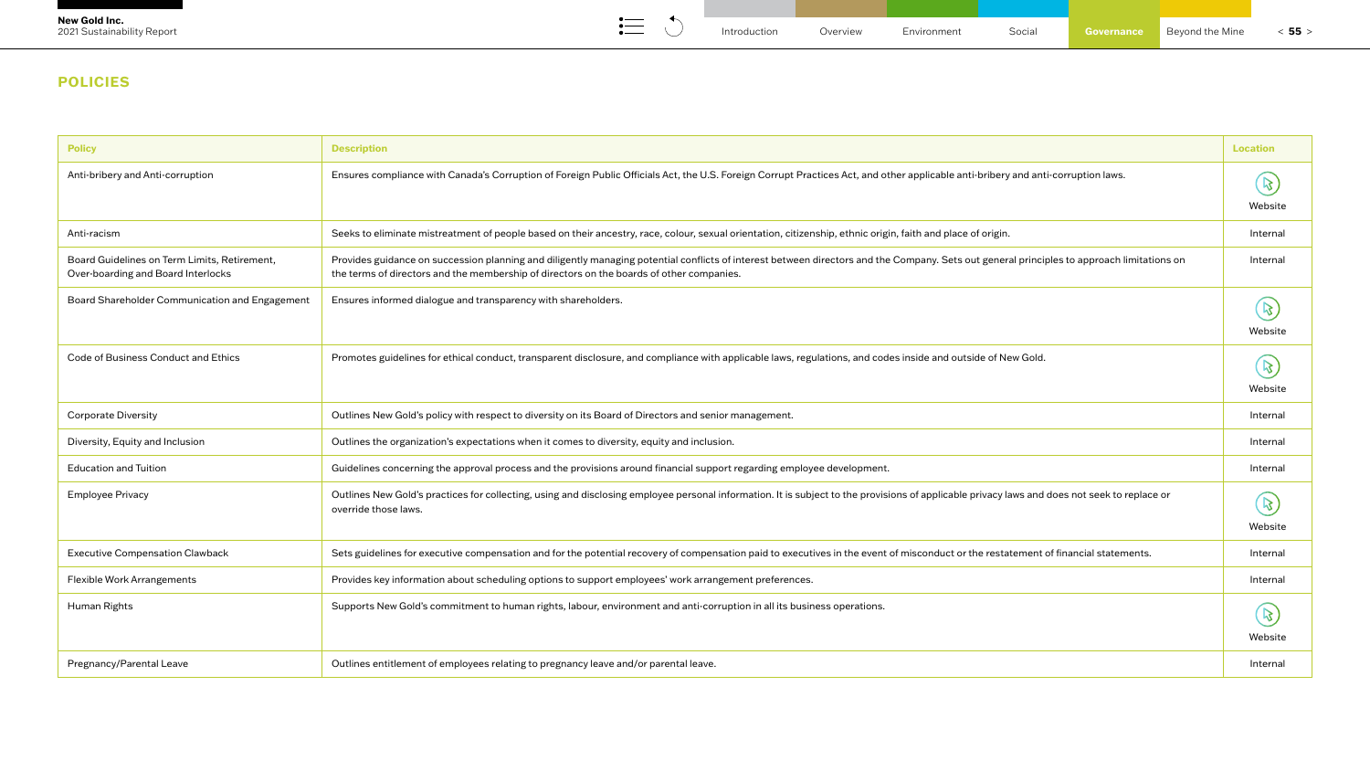## POLICIES

| Policy | Description | Location |
|---|---|---|
| Anti-bribery and Anti-corruption | Ensures compliance with Canada's Corruption of Foreign Public Officials Act, the U.S. Foreign Corrupt Practices Act, and other applicable anti-bribery and anti-corruption laws. | Website |
| Anti-racism | Seeks to eliminate mistreatment of people based on their ancestry, race, colour, sexual orientation, citizenship, ethnic origin, faith and place of origin. | Internal |
| Board Guidelines on Term Limits, Retirement, Over-boarding and Board Interlocks | Provides guidance on succession planning and diligently managing potential conflicts of interest between directors and the Company. Sets out general principles to approach limitations on the terms of directors and the membership of directors on the boards of other companies. | Internal |
| Board Shareholder Communication and Engagement | Ensures informed dialogue and transparency with shareholders. | Website |
| Code of Business Conduct and Ethics | Promotes guidelines for ethical conduct, transparent disclosure, and compliance with applicable laws, regulations, and codes inside and outside of New Gold. | Website |
| Corporate Diversity | Outlines New Gold's policy with respect to diversity on its Board of Directors and senior management. | Internal |
| Diversity, Equity and Inclusion | Outlines the organization's expectations when it comes to diversity, equity and inclusion. | Internal |
| Education and Tuition | Guidelines concerning the approval process and the provisions around financial support regarding employee development. | Internal |
| Employee Privacy | Outlines New Gold's practices for collecting, using and disclosing employee personal information. It is subject to the provisions of applicable privacy laws and does not seek to replace or override those laws. | Website |
| Executive Compensation Clawback | Sets guidelines for executive compensation and for the potential recovery of compensation paid to executives in the event of misconduct or the restatement of financial statements. | Internal |
| Flexible Work Arrangements | Provides key information about scheduling options to support employees' work arrangement preferences. | Internal |
| Human Rights | Supports New Gold's commitment to human rights, labour, environment and anti-corruption in all its business operations. | Website |
| Pregnancy/Parental Leave | Outlines entitlement of employees relating to pregnancy leave and/or parental leave. | Internal |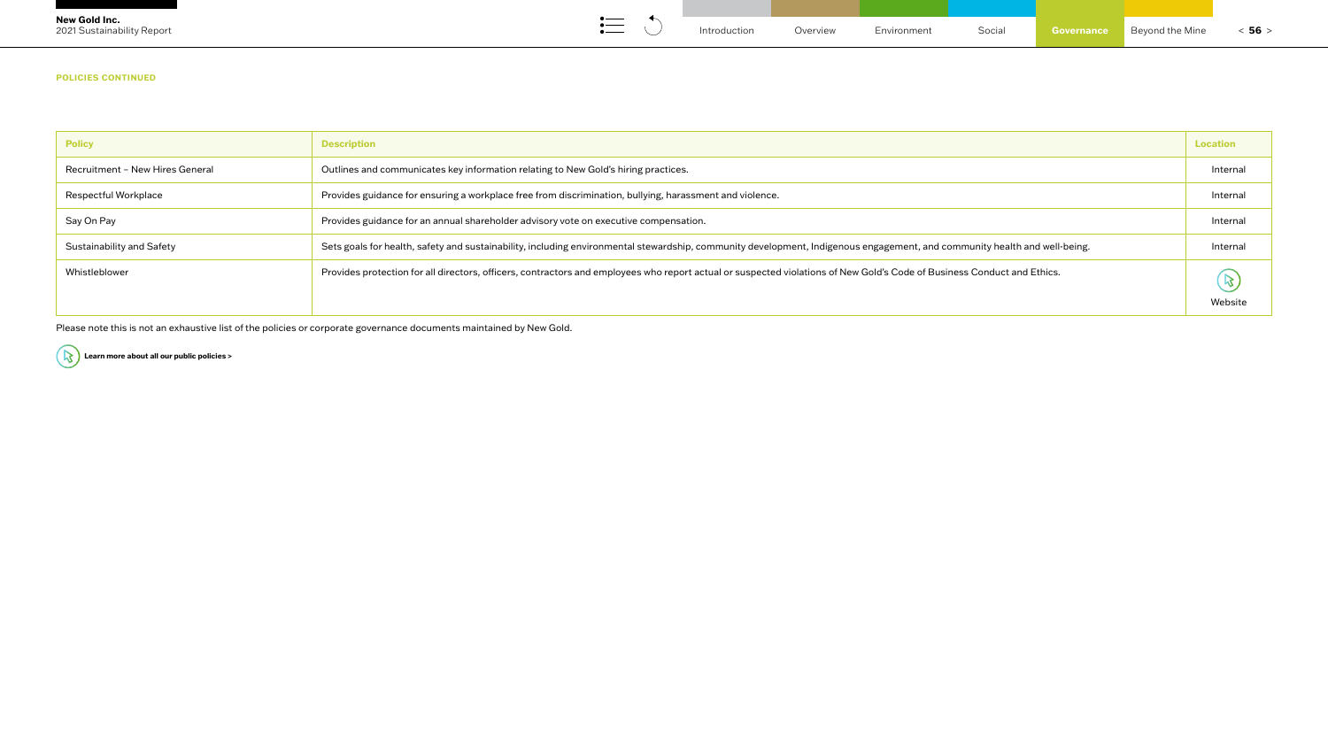POLICIES CONTINUED

| Policy | Description | Location |
| --- | --- | --- |
| Recruitment – New Hires General | Outlines and communicates key information relating to New Gold's hiring practices. | Internal |
| Respectful Workplace | Provides guidance for ensuring a workplace free from discrimination, bullying, harassment and violence. | Internal |
| Say On Pay | Provides guidance for an annual shareholder advisory vote on executive compensation. | Internal |
| Sustainability and Safety | Sets goals for health, safety and sustainability, including environmental stewardship, community development, Indigenous engagement, and community health and well-being. | Internal |
| Whistleblower | Provides protection for all directors, officers, contractors and employees who report actual or suspected violations of New Gold's Code of Business Conduct and Ethics. | Website |

Please note this is not an exhaustive list of the policies or corporate governance documents maintained by New Gold.

**Learn more about all our public policies >**